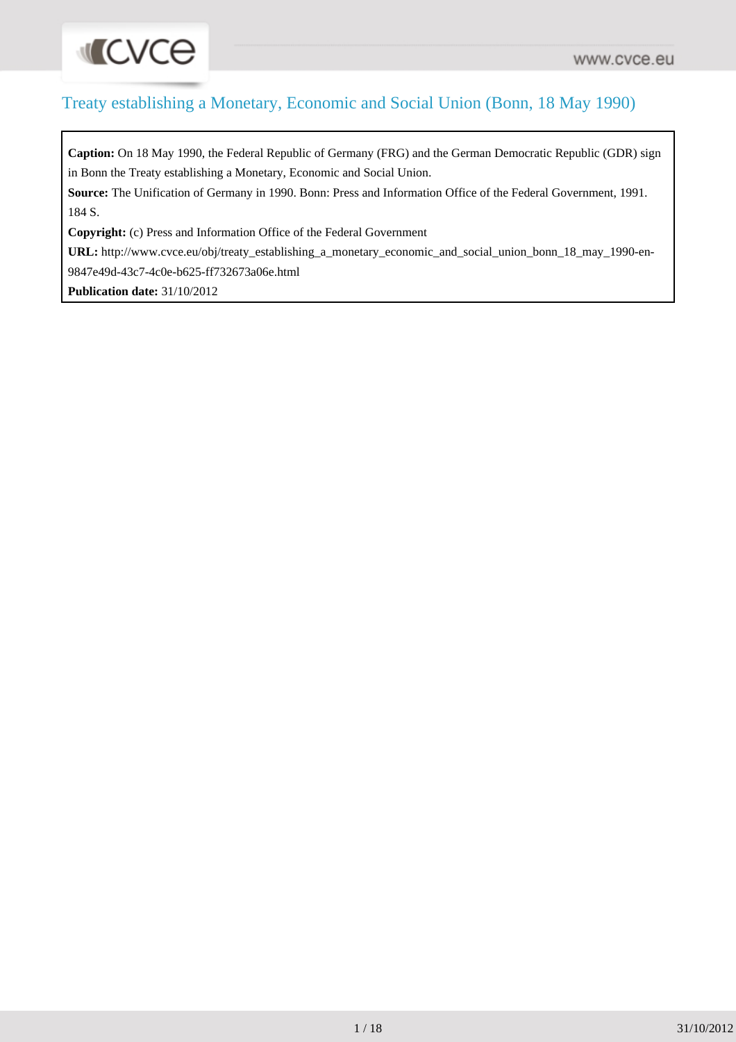# Treaty establishing a Monetary, Economic and Social Union (Bonn, 18 May 1990)

**Caption:** On 18 May 1990, the Federal Republic of Germany (FRG) and the German Democratic Republic (GDR) sign in Bonn the Treaty establishing a Monetary, Economic and Social Union.

**Source:** The Unification of Germany in 1990. Bonn: Press and Information Office of the Federal Government, 1991. 184 S.

**Copyright:** (c) Press and Information Office of the Federal Government

**URL:** http://www.cvce.eu/obj/treaty_establishing_a_monetary_economic_and_social_union_bonn_18_may_1990-en-9847e49d-43c7-4c0e-b625-ff732673a06e.html

**Publication date:** 31/10/2012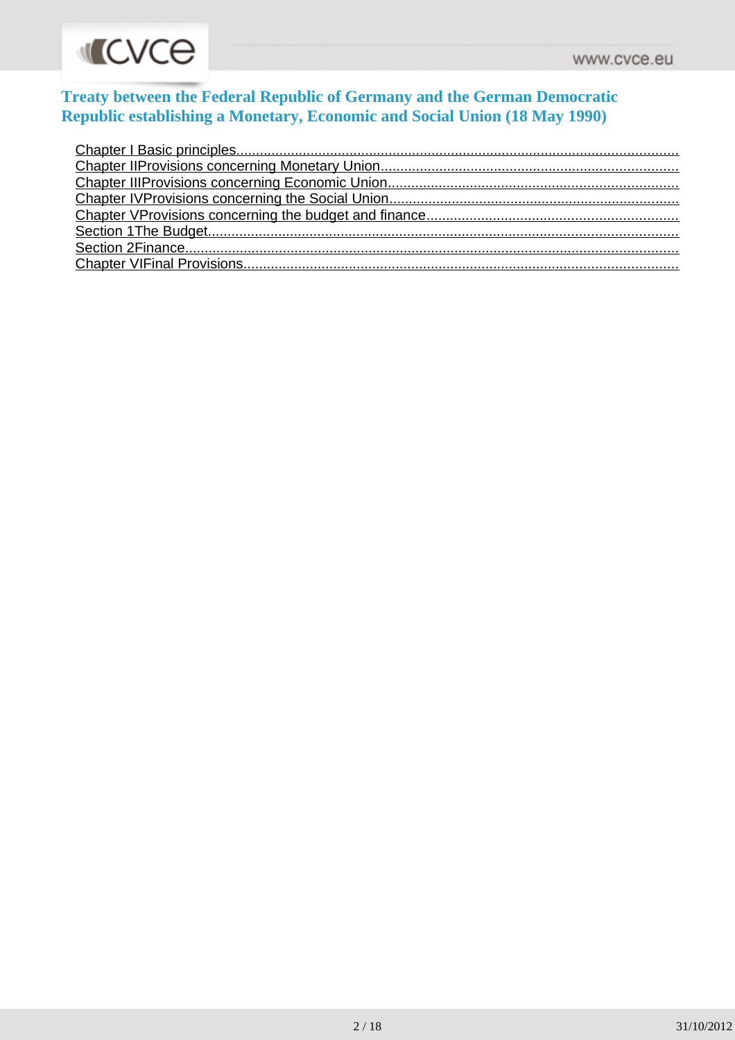# Treaty between the Federal Republic of Germany and the German Democratic Republic establishing a Monetary, Economic and Social Union (18 May 1990)

Chapter I Basic principles
Chapter IIProvisions concerning Monetary Union
Chapter IIIProvisions concerning Economic Union
Chapter IVProvisions concerning the Social Union
Chapter VProvisions concerning the budget and finance
Section 1The Budget
Section 2Finance
Chapter VIFinal Provisions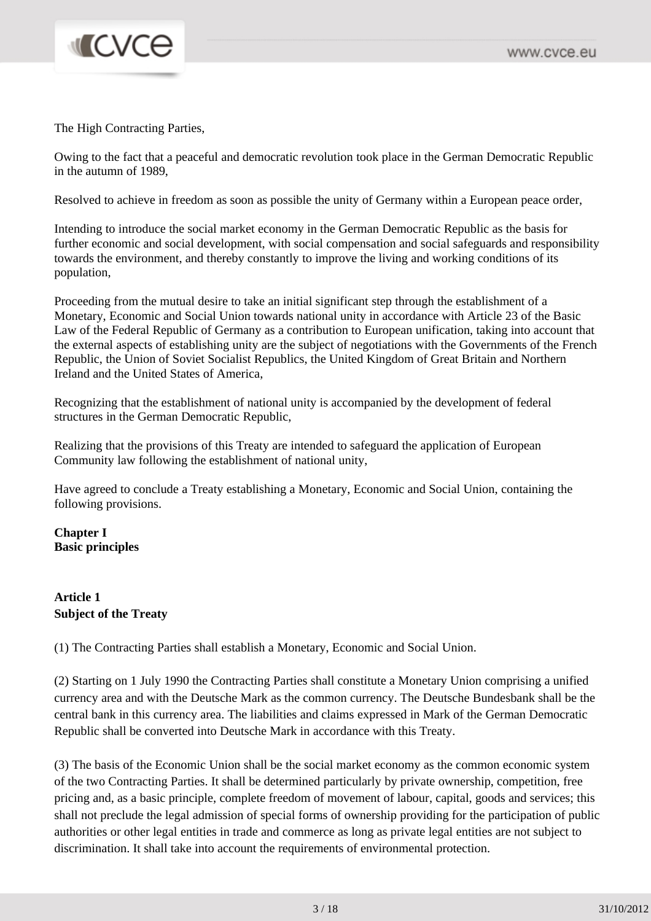The High Contracting Parties,

Owing to the fact that a peaceful and democratic revolution took place in the German Democratic Republic in the autumn of 1989,

Resolved to achieve in freedom as soon as possible the unity of Germany within a European peace order,

Intending to introduce the social market economy in the German Democratic Republic as the basis for further economic and social development, with social compensation and social safeguards and responsibility towards the environment, and thereby constantly to improve the living and working conditions of its population,

Proceeding from the mutual desire to take an initial significant step through the establishment of a Monetary, Economic and Social Union towards national unity in accordance with Article 23 of the Basic Law of the Federal Republic of Germany as a contribution to European unification, taking into account that the external aspects of establishing unity are the subject of negotiations with the Governments of the French Republic, the Union of Soviet Socialist Republics, the United Kingdom of Great Britain and Northern Ireland and the United States of America,

Recognizing that the establishment of national unity is accompanied by the development of federal structures in the German Democratic Republic,

Realizing that the provisions of this Treaty are intended to safeguard the application of European Community law following the establishment of national unity,

Have agreed to conclude a Treaty establishing a Monetary, Economic and Social Union, containing the following provisions.

## Chapter I
## Basic principles

### Article 1
### Subject of the Treaty

(1) The Contracting Parties shall establish a Monetary, Economic and Social Union.

(2) Starting on 1 July 1990 the Contracting Parties shall constitute a Monetary Union comprising a unified currency area and with the Deutsche Mark as the common currency. The Deutsche Bundesbank shall be the central bank in this currency area. The liabilities and claims expressed in Mark of the German Democratic Republic shall be converted into Deutsche Mark in accordance with this Treaty.

(3) The basis of the Economic Union shall be the social market economy as the common economic system of the two Contracting Parties. It shall be determined particularly by private ownership, competition, free pricing and, as a basic principle, complete freedom of movement of labour, capital, goods and services; this shall not preclude the legal admission of special forms of ownership providing for the participation of public authorities or other legal entities in trade and commerce as long as private legal entities are not subject to discrimination. It shall take into account the requirements of environmental protection.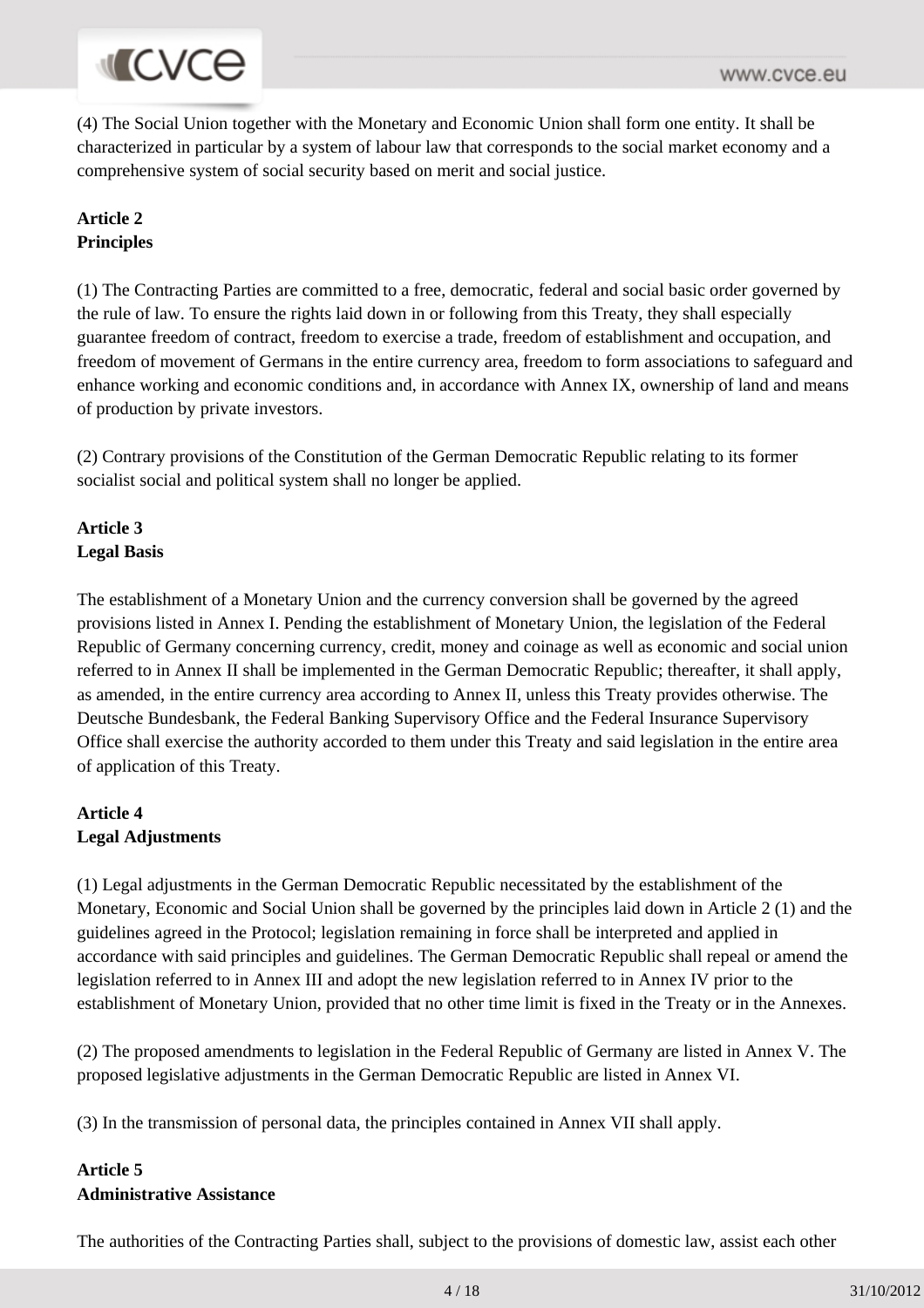(4) The Social Union together with the Monetary and Economic Union shall form one entity. It shall be characterized in particular by a system of labour law that corresponds to the social market economy and a comprehensive system of social security based on merit and social justice.

**Article 2**
**Principles**

(1) The Contracting Parties are committed to a free, democratic, federal and social basic order governed by the rule of law. To ensure the rights laid down in or following from this Treaty, they shall especially guarantee freedom of contract, freedom to exercise a trade, freedom of establishment and occupation, and freedom of movement of Germans in the entire currency area, freedom to form associations to safeguard and enhance working and economic conditions and, in accordance with Annex IX, ownership of land and means of production by private investors.

(2) Contrary provisions of the Constitution of the German Democratic Republic relating to its former socialist social and political system shall no longer be applied.

**Article 3**
**Legal Basis**

The establishment of a Monetary Union and the currency conversion shall be governed by the agreed provisions listed in Annex I. Pending the establishment of Monetary Union, the legislation of the Federal Republic of Germany concerning currency, credit, money and coinage as well as economic and social union referred to in Annex II shall be implemented in the German Democratic Republic; thereafter, it shall apply, as amended, in the entire currency area according to Annex II, unless this Treaty provides otherwise. The Deutsche Bundesbank, the Federal Banking Supervisory Office and the Federal Insurance Supervisory Office shall exercise the authority accorded to them under this Treaty and said legislation in the entire area of application of this Treaty.

**Article 4**
**Legal Adjustments**

(1) Legal adjustments in the German Democratic Republic necessitated by the establishment of the Monetary, Economic and Social Union shall be governed by the principles laid down in Article 2 (1) and the guidelines agreed in the Protocol; legislation remaining in force shall be interpreted and applied in accordance with said principles and guidelines. The German Democratic Republic shall repeal or amend the legislation referred to in Annex III and adopt the new legislation referred to in Annex IV prior to the establishment of Monetary Union, provided that no other time limit is fixed in the Treaty or in the Annexes.

(2) The proposed amendments to legislation in the Federal Republic of Germany are listed in Annex V. The proposed legislative adjustments in the German Democratic Republic are listed in Annex VI.

(3) In the transmission of personal data, the principles contained in Annex VII shall apply.

**Article 5**
**Administrative Assistance**

The authorities of the Contracting Parties shall, subject to the provisions of domestic law, assist each other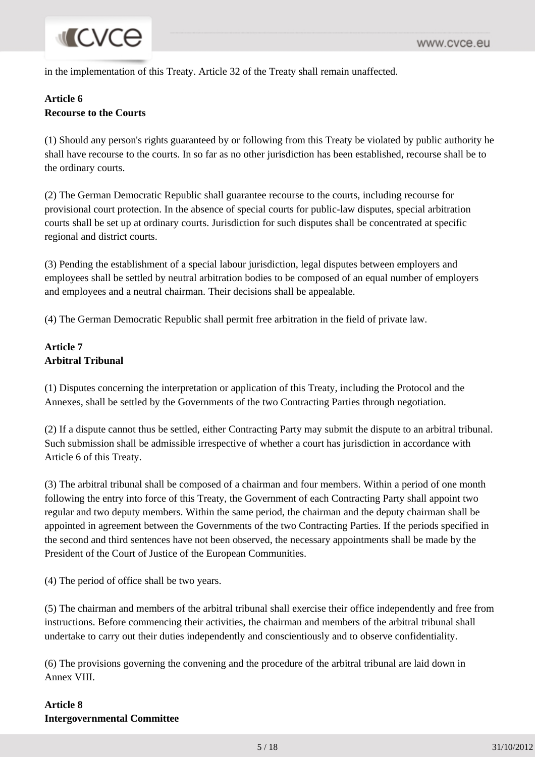in the implementation of this Treaty. Article 32 of the Treaty shall remain unaffected.

**Article 6**
**Recourse to the Courts**

(1) Should any person's rights guaranteed by or following from this Treaty be violated by public authority he shall have recourse to the courts. In so far as no other jurisdiction has been established, recourse shall be to the ordinary courts.

(2) The German Democratic Republic shall guarantee recourse to the courts, including recourse for provisional court protection. In the absence of special courts for public-law disputes, special arbitration courts shall be set up at ordinary courts. Jurisdiction for such disputes shall be concentrated at specific regional and district courts.

(3) Pending the establishment of a special labour jurisdiction, legal disputes between employers and employees shall be settled by neutral arbitration bodies to be composed of an equal number of employers and employees and a neutral chairman. Their decisions shall be appealable.

(4) The German Democratic Republic shall permit free arbitration in the field of private law.

**Article 7**
**Arbitral Tribunal**

(1) Disputes concerning the interpretation or application of this Treaty, including the Protocol and the Annexes, shall be settled by the Governments of the two Contracting Parties through negotiation.

(2) If a dispute cannot thus be settled, either Contracting Party may submit the dispute to an arbitral tribunal. Such submission shall be admissible irrespective of whether a court has jurisdiction in accordance with Article 6 of this Treaty.

(3) The arbitral tribunal shall be composed of a chairman and four members. Within a period of one month following the entry into force of this Treaty, the Government of each Contracting Party shall appoint two regular and two deputy members. Within the same period, the chairman and the deputy chairman shall be appointed in agreement between the Governments of the two Contracting Parties. If the periods specified in the second and third sentences have not been observed, the necessary appointments shall be made by the President of the Court of Justice of the European Communities.

(4) The period of office shall be two years.

(5) The chairman and members of the arbitral tribunal shall exercise their office independently and free from instructions. Before commencing their activities, the chairman and members of the arbitral tribunal shall undertake to carry out their duties independently and conscientiously and to observe confidentiality.

(6) The provisions governing the convening and the procedure of the arbitral tribunal are laid down in Annex VIII.

**Article 8**
**Intergovernmental Committee**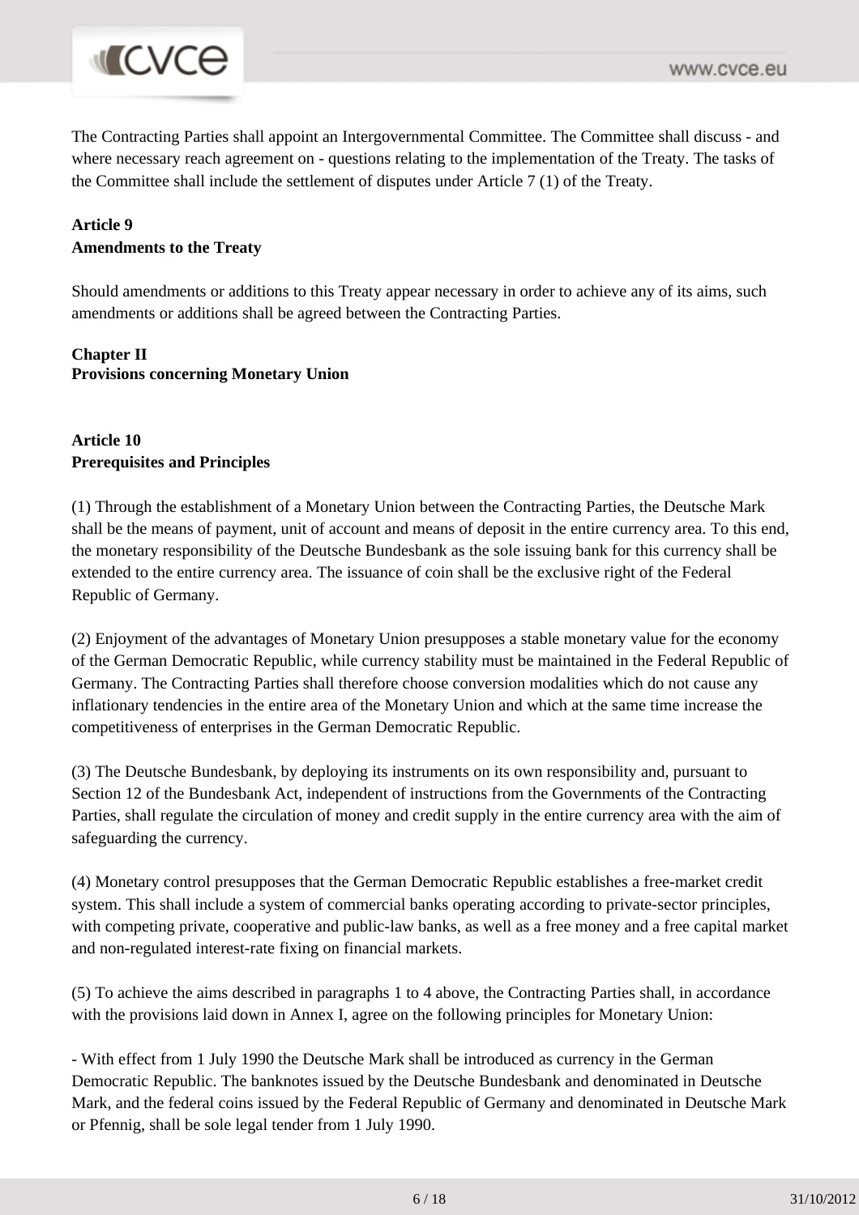The Contracting Parties shall appoint an Intergovernmental Committee. The Committee shall discuss - and where necessary reach agreement on - questions relating to the implementation of the Treaty. The tasks of the Committee shall include the settlement of disputes under Article 7 (1) of the Treaty.

**Article 9**
**Amendments to the Treaty**

Should amendments or additions to this Treaty appear necessary in order to achieve any of its aims, such amendments or additions shall be agreed between the Contracting Parties.

**Chapter II**
**Provisions concerning Monetary Union**

**Article 10**
**Prerequisites and Principles**

(1) Through the establishment of a Monetary Union between the Contracting Parties, the Deutsche Mark shall be the means of payment, unit of account and means of deposit in the entire currency area. To this end, the monetary responsibility of the Deutsche Bundesbank as the sole issuing bank for this currency shall be extended to the entire currency area. The issuance of coin shall be the exclusive right of the Federal Republic of Germany.

(2) Enjoyment of the advantages of Monetary Union presupposes a stable monetary value for the economy of the German Democratic Republic, while currency stability must be maintained in the Federal Republic of Germany. The Contracting Parties shall therefore choose conversion modalities which do not cause any inflationary tendencies in the entire area of the Monetary Union and which at the same time increase the competitiveness of enterprises in the German Democratic Republic.

(3) The Deutsche Bundesbank, by deploying its instruments on its own responsibility and, pursuant to Section 12 of the Bundesbank Act, independent of instructions from the Governments of the Contracting Parties, shall regulate the circulation of money and credit supply in the entire currency area with the aim of safeguarding the currency.

(4) Monetary control presupposes that the German Democratic Republic establishes a free-market credit system. This shall include a system of commercial banks operating according to private-sector principles, with competing private, cooperative and public-law banks, as well as a free money and a free capital market and non-regulated interest-rate fixing on financial markets.

(5) To achieve the aims described in paragraphs 1 to 4 above, the Contracting Parties shall, in accordance with the provisions laid down in Annex I, agree on the following principles for Monetary Union:

- With effect from 1 July 1990 the Deutsche Mark shall be introduced as currency in the German Democratic Republic. The banknotes issued by the Deutsche Bundesbank and denominated in Deutsche Mark, and the federal coins issued by the Federal Republic of Germany and denominated in Deutsche Mark or Pfennig, shall be sole legal tender from 1 July 1990.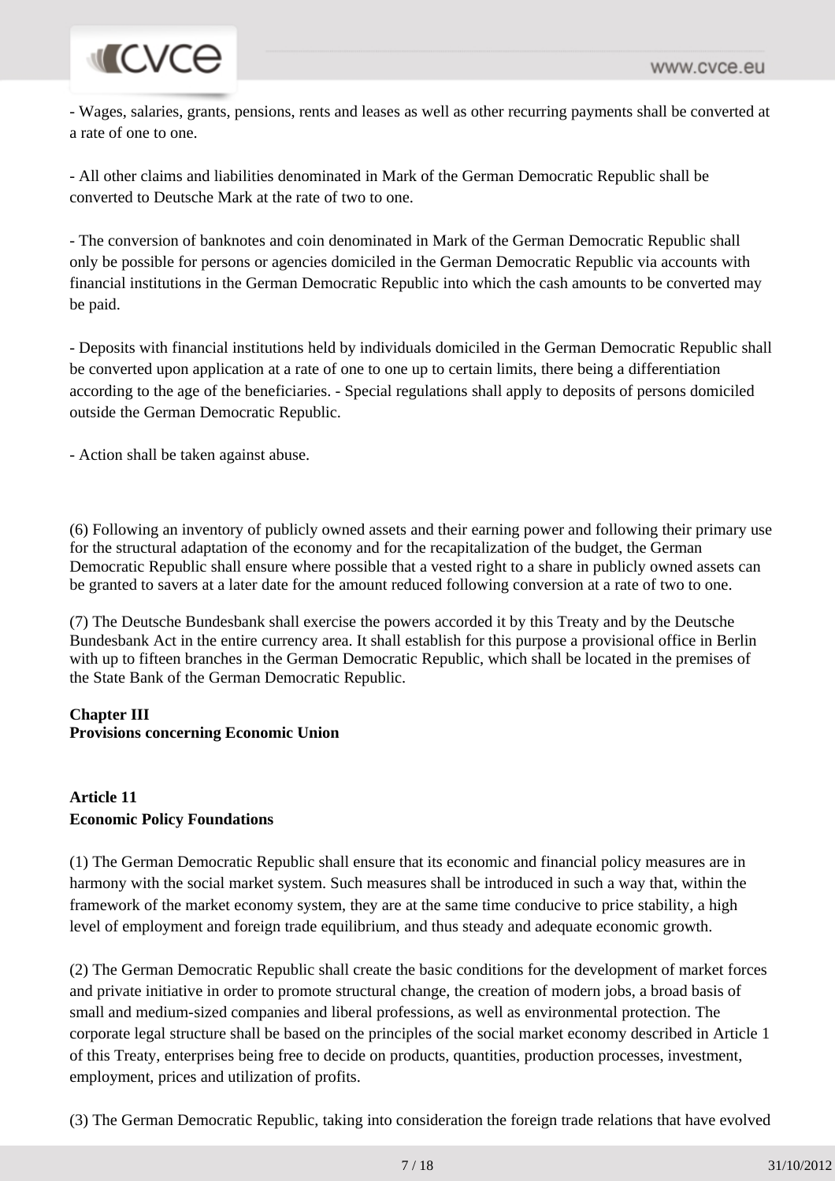- Wages, salaries, grants, pensions, rents and leases as well as other recurring payments shall be converted at a rate of one to one.

- All other claims and liabilities denominated in Mark of the German Democratic Republic shall be converted to Deutsche Mark at the rate of two to one.

- The conversion of banknotes and coin denominated in Mark of the German Democratic Republic shall only be possible for persons or agencies domiciled in the German Democratic Republic via accounts with financial institutions in the German Democratic Republic into which the cash amounts to be converted may be paid.

- Deposits with financial institutions held by individuals domiciled in the German Democratic Republic shall be converted upon application at a rate of one to one up to certain limits, there being a differentiation according to the age of the beneficiaries. - Special regulations shall apply to deposits of persons domiciled outside the German Democratic Republic.

- Action shall be taken against abuse.

(6) Following an inventory of publicly owned assets and their earning power and following their primary use for the structural adaptation of the economy and for the recapitalization of the budget, the German Democratic Republic shall ensure where possible that a vested right to a share in publicly owned assets can be granted to savers at a later date for the amount reduced following conversion at a rate of two to one.

(7) The Deutsche Bundesbank shall exercise the powers accorded it by this Treaty and by the Deutsche Bundesbank Act in the entire currency area. It shall establish for this purpose a provisional office in Berlin with up to fifteen branches in the German Democratic Republic, which shall be located in the premises of the State Bank of the German Democratic Republic.

**Chapter III**
**Provisions concerning Economic Union**

**Article 11**
**Economic Policy Foundations**

(1) The German Democratic Republic shall ensure that its economic and financial policy measures are in harmony with the social market system. Such measures shall be introduced in such a way that, within the framework of the market economy system, they are at the same time conducive to price stability, a high level of employment and foreign trade equilibrium, and thus steady and adequate economic growth.

(2) The German Democratic Republic shall create the basic conditions for the development of market forces and private initiative in order to promote structural change, the creation of modern jobs, a broad basis of small and medium-sized companies and liberal professions, as well as environmental protection. The corporate legal structure shall be based on the principles of the social market economy described in Article 1 of this Treaty, enterprises being free to decide on products, quantities, production processes, investment, employment, prices and utilization of profits.

(3) The German Democratic Republic, taking into consideration the foreign trade relations that have evolved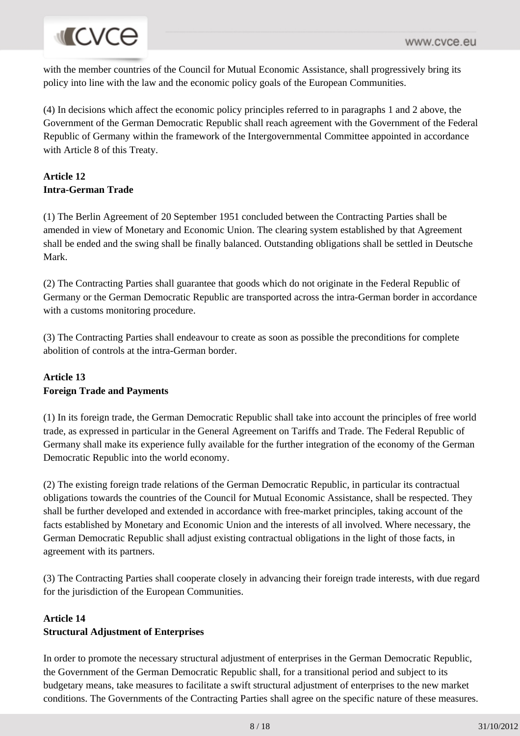with the member countries of the Council for Mutual Economic Assistance, shall progressively bring its policy into line with the law and the economic policy goals of the European Communities.

(4) In decisions which affect the economic policy principles referred to in paragraphs 1 and 2 above, the Government of the German Democratic Republic shall reach agreement with the Government of the Federal Republic of Germany within the framework of the Intergovernmental Committee appointed in accordance with Article 8 of this Treaty.

**Article 12**
**Intra-German Trade**

(1) The Berlin Agreement of 20 September 1951 concluded between the Contracting Parties shall be amended in view of Monetary and Economic Union. The clearing system established by that Agreement shall be ended and the swing shall be finally balanced. Outstanding obligations shall be settled in Deutsche Mark.

(2) The Contracting Parties shall guarantee that goods which do not originate in the Federal Republic of Germany or the German Democratic Republic are transported across the intra-German border in accordance with a customs monitoring procedure.

(3) The Contracting Parties shall endeavour to create as soon as possible the preconditions for complete abolition of controls at the intra-German border.

**Article 13**
**Foreign Trade and Payments**

(1) In its foreign trade, the German Democratic Republic shall take into account the principles of free world trade, as expressed in particular in the General Agreement on Tariffs and Trade. The Federal Republic of Germany shall make its experience fully available for the further integration of the economy of the German Democratic Republic into the world economy.

(2) The existing foreign trade relations of the German Democratic Republic, in particular its contractual obligations towards the countries of the Council for Mutual Economic Assistance, shall be respected. They shall be further developed and extended in accordance with free-market principles, taking account of the facts established by Monetary and Economic Union and the interests of all involved. Where necessary, the German Democratic Republic shall adjust existing contractual obligations in the light of those facts, in agreement with its partners.

(3) The Contracting Parties shall cooperate closely in advancing their foreign trade interests, with due regard for the jurisdiction of the European Communities.

**Article 14**
**Structural Adjustment of Enterprises**

In order to promote the necessary structural adjustment of enterprises in the German Democratic Republic, the Government of the German Democratic Republic shall, for a transitional period and subject to its budgetary means, take measures to facilitate a swift structural adjustment of enterprises to the new market conditions. The Governments of the Contracting Parties shall agree on the specific nature of these measures.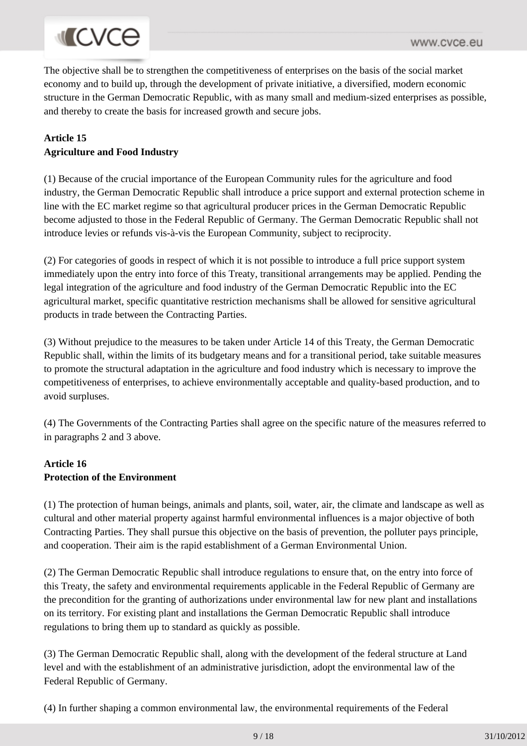The objective shall be to strengthen the competitiveness of enterprises on the basis of the social market economy and to build up, through the development of private initiative, a diversified, modern economic structure in the German Democratic Republic, with as many small and medium-sized enterprises as possible, and thereby to create the basis for increased growth and secure jobs.

**Article 15**
**Agriculture and Food Industry**

(1) Because of the crucial importance of the European Community rules for the agriculture and food industry, the German Democratic Republic shall introduce a price support and external protection scheme in line with the EC market regime so that agricultural producer prices in the German Democratic Republic become adjusted to those in the Federal Republic of Germany. The German Democratic Republic shall not introduce levies or refunds vis-à-vis the European Community, subject to reciprocity.

(2) For categories of goods in respect of which it is not possible to introduce a full price support system immediately upon the entry into force of this Treaty, transitional arrangements may be applied. Pending the legal integration of the agriculture and food industry of the German Democratic Republic into the EC agricultural market, specific quantitative restriction mechanisms shall be allowed for sensitive agricultural products in trade between the Contracting Parties.

(3) Without prejudice to the measures to be taken under Article 14 of this Treaty, the German Democratic Republic shall, within the limits of its budgetary means and for a transitional period, take suitable measures to promote the structural adaptation in the agriculture and food industry which is necessary to improve the competitiveness of enterprises, to achieve environmentally acceptable and quality-based production, and to avoid surpluses.

(4) The Governments of the Contracting Parties shall agree on the specific nature of the measures referred to in paragraphs 2 and 3 above.

**Article 16**
**Protection of the Environment**

(1) The protection of human beings, animals and plants, soil, water, air, the climate and landscape as well as cultural and other material property against harmful environmental influences is a major objective of both Contracting Parties. They shall pursue this objective on the basis of prevention, the polluter pays principle, and cooperation. Their aim is the rapid establishment of a German Environmental Union.

(2) The German Democratic Republic shall introduce regulations to ensure that, on the entry into force of this Treaty, the safety and environmental requirements applicable in the Federal Republic of Germany are the precondition for the granting of authorizations under environmental law for new plant and installations on its territory. For existing plant and installations the German Democratic Republic shall introduce regulations to bring them up to standard as quickly as possible.

(3) The German Democratic Republic shall, along with the development of the federal structure at Land level and with the establishment of an administrative jurisdiction, adopt the environmental law of the Federal Republic of Germany.

(4) In further shaping a common environmental law, the environmental requirements of the Federal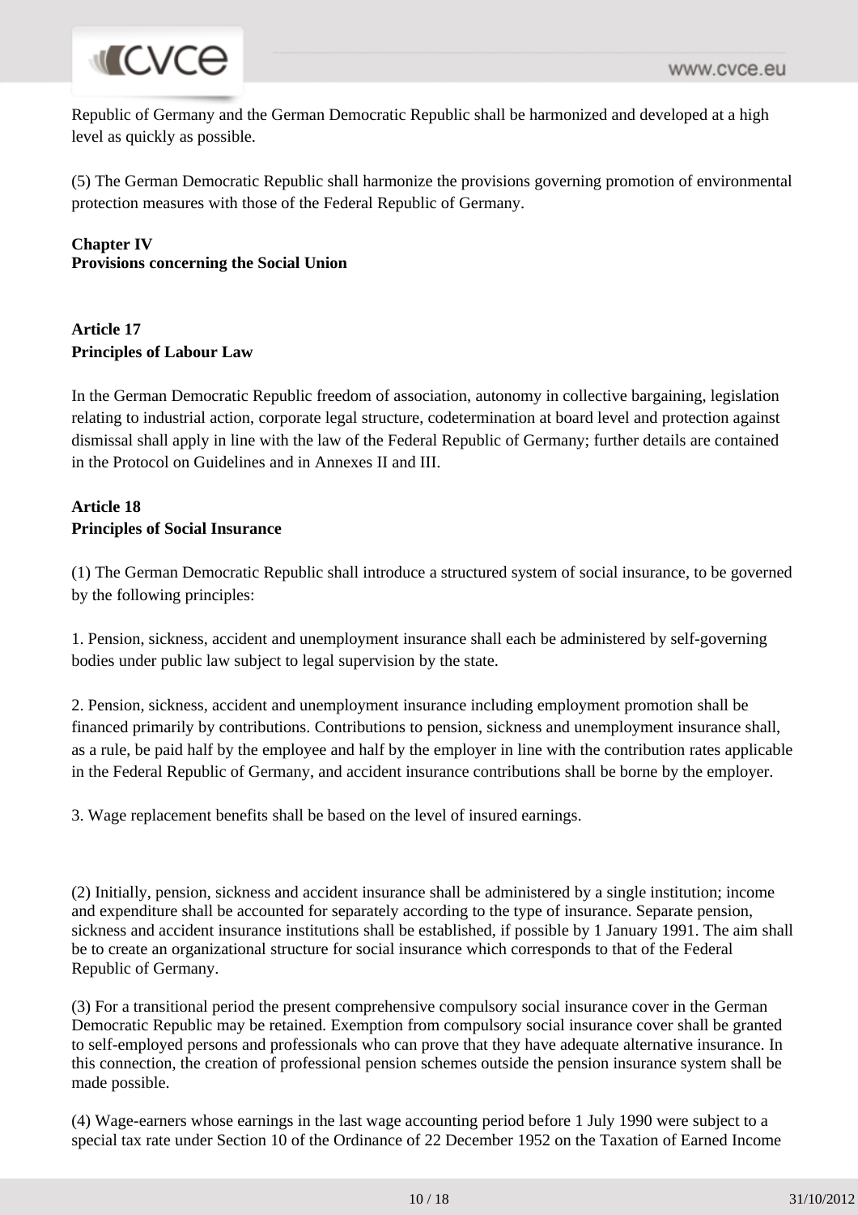Republic of Germany and the German Democratic Republic shall be harmonized and developed at a high level as quickly as possible.

(5) The German Democratic Republic shall harmonize the provisions governing promotion of environmental protection measures with those of the Federal Republic of Germany.

**Chapter IV**
**Provisions concerning the Social Union**

**Article 17**
**Principles of Labour Law**

In the German Democratic Republic freedom of association, autonomy in collective bargaining, legislation relating to industrial action, corporate legal structure, codetermination at board level and protection against dismissal shall apply in line with the law of the Federal Republic of Germany; further details are contained in the Protocol on Guidelines and in Annexes II and III.

**Article 18**
**Principles of Social Insurance**

(1) The German Democratic Republic shall introduce a structured system of social insurance, to be governed by the following principles:

1. Pension, sickness, accident and unemployment insurance shall each be administered by self-governing bodies under public law subject to legal supervision by the state.

2. Pension, sickness, accident and unemployment insurance including employment promotion shall be financed primarily by contributions. Contributions to pension, sickness and unemployment insurance shall, as a rule, be paid half by the employee and half by the employer in line with the contribution rates applicable in the Federal Republic of Germany, and accident insurance contributions shall be borne by the employer.

3. Wage replacement benefits shall be based on the level of insured earnings.

(2) Initially, pension, sickness and accident insurance shall be administered by a single institution; income and expenditure shall be accounted for separately according to the type of insurance. Separate pension, sickness and accident insurance institutions shall be established, if possible by 1 January 1991. The aim shall be to create an organizational structure for social insurance which corresponds to that of the Federal Republic of Germany.

(3) For a transitional period the present comprehensive compulsory social insurance cover in the German Democratic Republic may be retained. Exemption from compulsory social insurance cover shall be granted to self-employed persons and professionals who can prove that they have adequate alternative insurance. In this connection, the creation of professional pension schemes outside the pension insurance system shall be made possible.

(4) Wage-earners whose earnings in the last wage accounting period before 1 July 1990 were subject to a special tax rate under Section 10 of the Ordinance of 22 December 1952 on the Taxation of Earned Income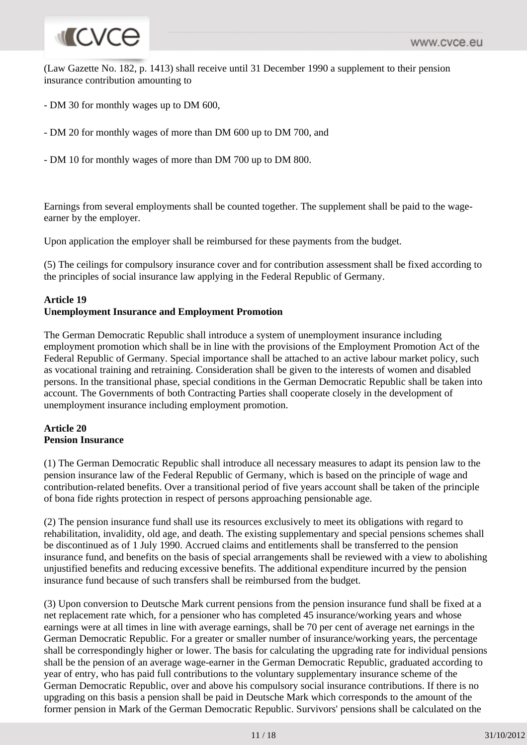(Law Gazette No. 182, p. 1413) shall receive until 31 December 1990 a supplement to their pension insurance contribution amounting to

- DM 30 for monthly wages up to DM 600,

- DM 20 for monthly wages of more than DM 600 up to DM 700, and

- DM 10 for monthly wages of more than DM 700 up to DM 800.

Earnings from several employments shall be counted together. The supplement shall be paid to the wage-earner by the employer.

Upon application the employer shall be reimbursed for these payments from the budget.

(5) The ceilings for compulsory insurance cover and for contribution assessment shall be fixed according to the principles of social insurance law applying in the Federal Republic of Germany.

**Article 19**
**Unemployment Insurance and Employment Promotion**

The German Democratic Republic shall introduce a system of unemployment insurance including employment promotion which shall be in line with the provisions of the Employment Promotion Act of the Federal Republic of Germany. Special importance shall be attached to an active labour market policy, such as vocational training and retraining. Consideration shall be given to the interests of women and disabled persons. In the transitional phase, special conditions in the German Democratic Republic shall be taken into account. The Governments of both Contracting Parties shall cooperate closely in the development of unemployment insurance including employment promotion.

**Article 20**
**Pension Insurance**

(1) The German Democratic Republic shall introduce all necessary measures to adapt its pension law to the pension insurance law of the Federal Republic of Germany, which is based on the principle of wage and contribution-related benefits. Over a transitional period of five years account shall be taken of the principle of bona fide rights protection in respect of persons approaching pensionable age.

(2) The pension insurance fund shall use its resources exclusively to meet its obligations with regard to rehabilitation, invalidity, old age, and death. The existing supplementary and special pensions schemes shall be discontinued as of 1 July 1990. Accrued claims and entitlements shall be transferred to the pension insurance fund, and benefits on the basis of special arrangements shall be reviewed with a view to abolishing unjustified benefits and reducing excessive benefits. The additional expenditure incurred by the pension insurance fund because of such transfers shall be reimbursed from the budget.

(3) Upon conversion to Deutsche Mark current pensions from the pension insurance fund shall be fixed at a net replacement rate which, for a pensioner who has completed 45 insurance/working years and whose earnings were at all times in line with average earnings, shall be 70 per cent of average net earnings in the German Democratic Republic. For a greater or smaller number of insurance/working years, the percentage shall be correspondingly higher or lower. The basis for calculating the upgrading rate for individual pensions shall be the pension of an average wage-earner in the German Democratic Republic, graduated according to year of entry, who has paid full contributions to the voluntary supplementary insurance scheme of the German Democratic Republic, over and above his compulsory social insurance contributions. If there is no upgrading on this basis a pension shall be paid in Deutsche Mark which corresponds to the amount of the former pension in Mark of the German Democratic Republic. Survivors' pensions shall be calculated on the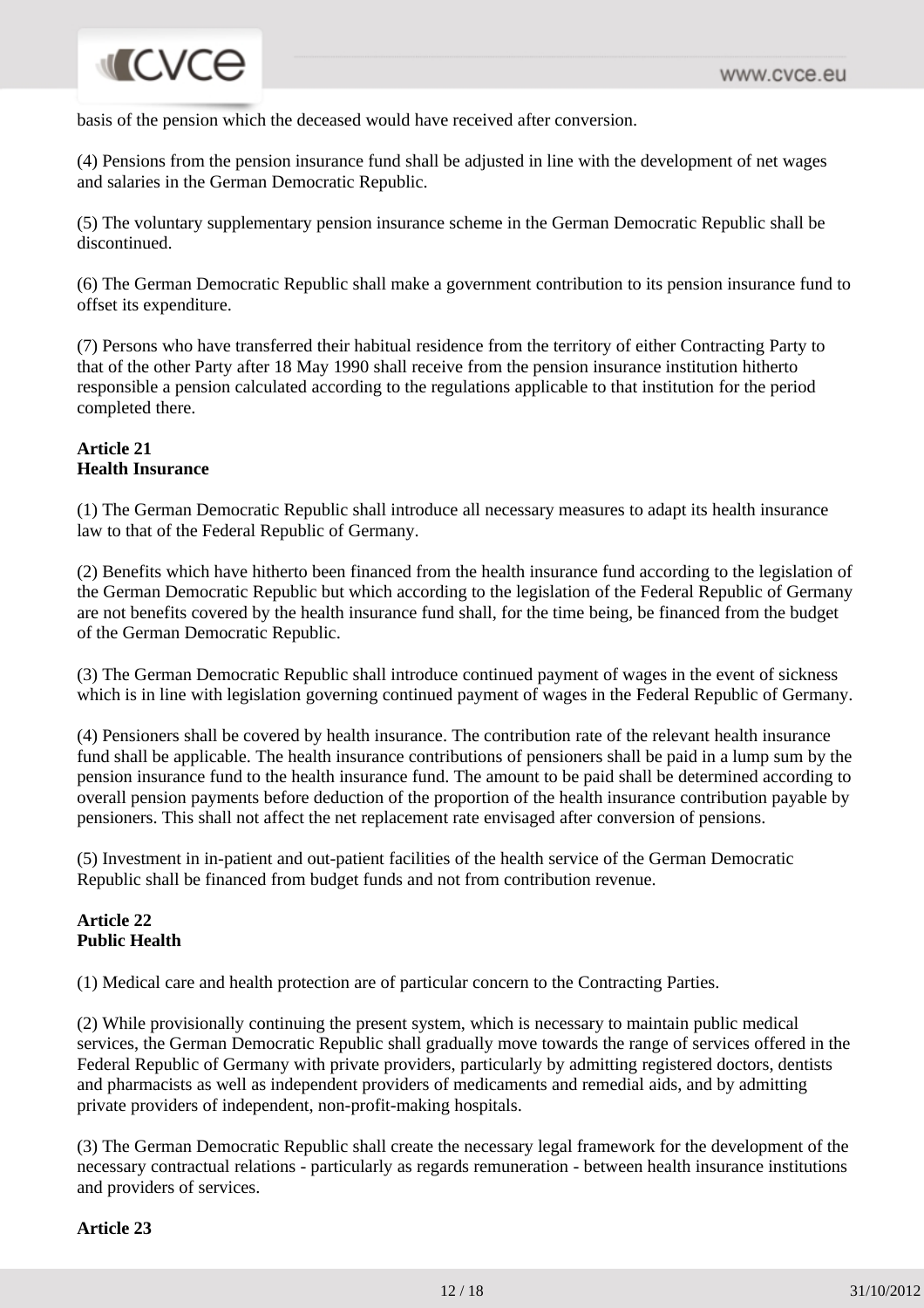basis of the pension which the deceased would have received after conversion.

(4) Pensions from the pension insurance fund shall be adjusted in line with the development of net wages and salaries in the German Democratic Republic.

(5) The voluntary supplementary pension insurance scheme in the German Democratic Republic shall be discontinued.

(6) The German Democratic Republic shall make a government contribution to its pension insurance fund to offset its expenditure.

(7) Persons who have transferred their habitual residence from the territory of either Contracting Party to that of the other Party after 18 May 1990 shall receive from the pension insurance institution hitherto responsible a pension calculated according to the regulations applicable to that institution for the period completed there.

**Article 21**
**Health Insurance**

(1) The German Democratic Republic shall introduce all necessary measures to adapt its health insurance law to that of the Federal Republic of Germany.

(2) Benefits which have hitherto been financed from the health insurance fund according to the legislation of the German Democratic Republic but which according to the legislation of the Federal Republic of Germany are not benefits covered by the health insurance fund shall, for the time being, be financed from the budget of the German Democratic Republic.

(3) The German Democratic Republic shall introduce continued payment of wages in the event of sickness which is in line with legislation governing continued payment of wages in the Federal Republic of Germany.

(4) Pensioners shall be covered by health insurance. The contribution rate of the relevant health insurance fund shall be applicable. The health insurance contributions of pensioners shall be paid in a lump sum by the pension insurance fund to the health insurance fund. The amount to be paid shall be determined according to overall pension payments before deduction of the proportion of the health insurance contribution payable by pensioners. This shall not affect the net replacement rate envisaged after conversion of pensions.

(5) Investment in in-patient and out-patient facilities of the health service of the German Democratic Republic shall be financed from budget funds and not from contribution revenue.

**Article 22**
**Public Health**

(1) Medical care and health protection are of particular concern to the Contracting Parties.

(2) While provisionally continuing the present system, which is necessary to maintain public medical services, the German Democratic Republic shall gradually move towards the range of services offered in the Federal Republic of Germany with private providers, particularly by admitting registered doctors, dentists and pharmacists as well as independent providers of medicaments and remedial aids, and by admitting private providers of independent, non-profit-making hospitals.

(3) The German Democratic Republic shall create the necessary legal framework for the development of the necessary contractual relations - particularly as regards remuneration - between health insurance institutions and providers of services.

**Article 23**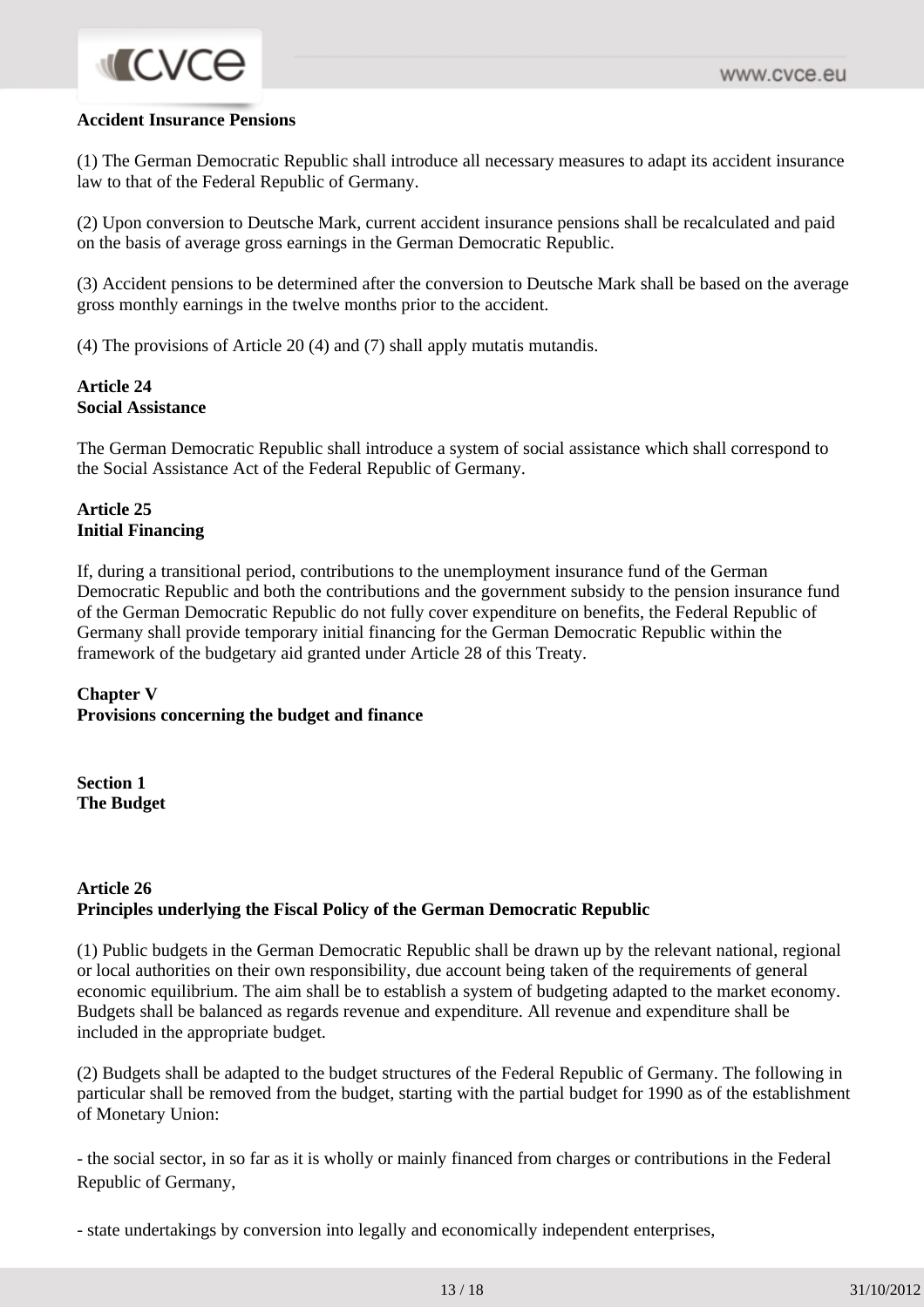**Accident Insurance Pensions**

(1) The German Democratic Republic shall introduce all necessary measures to adapt its accident insurance law to that of the Federal Republic of Germany.

(2) Upon conversion to Deutsche Mark, current accident insurance pensions shall be recalculated and paid on the basis of average gross earnings in the German Democratic Republic.

(3) Accident pensions to be determined after the conversion to Deutsche Mark shall be based on the average gross monthly earnings in the twelve months prior to the accident.

(4) The provisions of Article 20 (4) and (7) shall apply mutatis mutandis.

**Article 24**
**Social Assistance**

The German Democratic Republic shall introduce a system of social assistance which shall correspond to the Social Assistance Act of the Federal Republic of Germany.

**Article 25**
**Initial Financing**

If, during a transitional period, contributions to the unemployment insurance fund of the German Democratic Republic and both the contributions and the government subsidy to the pension insurance fund of the German Democratic Republic do not fully cover expenditure on benefits, the Federal Republic of Germany shall provide temporary initial financing for the German Democratic Republic within the framework of the budgetary aid granted under Article 28 of this Treaty.

## Chapter V
## Provisions concerning the budget and finance

### Section 1
### The Budget

**Article 26**
**Principles underlying the Fiscal Policy of the German Democratic Republic**

(1) Public budgets in the German Democratic Republic shall be drawn up by the relevant national, regional or local authorities on their own responsibility, due account being taken of the requirements of general economic equilibrium. The aim shall be to establish a system of budgeting adapted to the market economy. Budgets shall be balanced as regards revenue and expenditure. All revenue and expenditure shall be included in the appropriate budget.

(2) Budgets shall be adapted to the budget structures of the Federal Republic of Germany. The following in particular shall be removed from the budget, starting with the partial budget for 1990 as of the establishment of Monetary Union:

- the social sector, in so far as it is wholly or mainly financed from charges or contributions in the Federal Republic of Germany,

- state undertakings by conversion into legally and economically independent enterprises,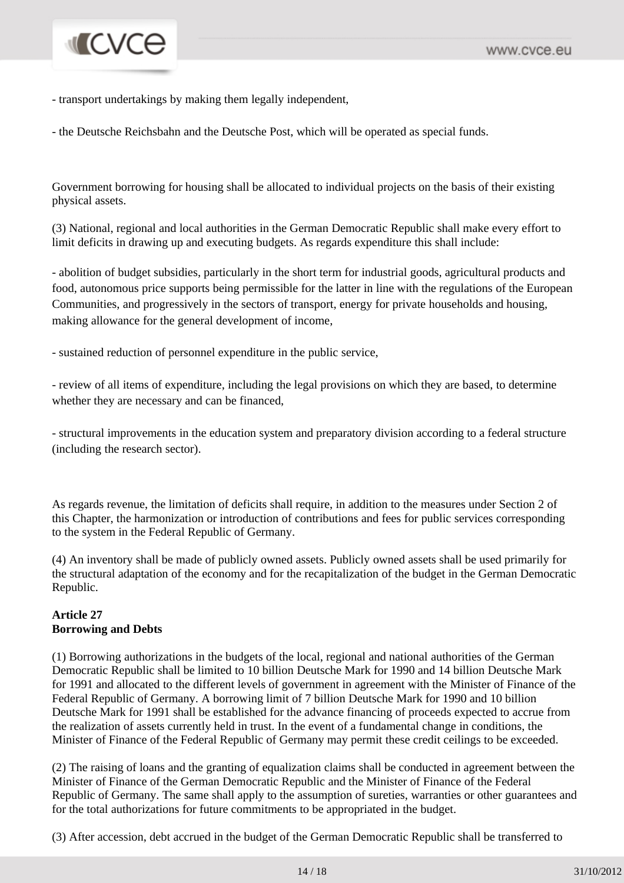- transport undertakings by making them legally independent,

- the Deutsche Reichsbahn and the Deutsche Post, which will be operated as special funds.

Government borrowing for housing shall be allocated to individual projects on the basis of their existing physical assets.

(3) National, regional and local authorities in the German Democratic Republic shall make every effort to limit deficits in drawing up and executing budgets. As regards expenditure this shall include:

- abolition of budget subsidies, particularly in the short term for industrial goods, agricultural products and food, autonomous price supports being permissible for the latter in line with the regulations of the European Communities, and progressively in the sectors of transport, energy for private households and housing, making allowance for the general development of income,

- sustained reduction of personnel expenditure in the public service,

- review of all items of expenditure, including the legal provisions on which they are based, to determine whether they are necessary and can be financed,

- structural improvements in the education system and preparatory division according to a federal structure (including the research sector).

As regards revenue, the limitation of deficits shall require, in addition to the measures under Section 2 of this Chapter, the harmonization or introduction of contributions and fees for public services corresponding to the system in the Federal Republic of Germany.

(4) An inventory shall be made of publicly owned assets. Publicly owned assets shall be used primarily for the structural adaptation of the economy and for the recapitalization of the budget in the German Democratic Republic.

**Article 27**
**Borrowing and Debts**

(1) Borrowing authorizations in the budgets of the local, regional and national authorities of the German Democratic Republic shall be limited to 10 billion Deutsche Mark for 1990 and 14 billion Deutsche Mark for 1991 and allocated to the different levels of government in agreement with the Minister of Finance of the Federal Republic of Germany. A borrowing limit of 7 billion Deutsche Mark for 1990 and 10 billion Deutsche Mark for 1991 shall be established for the advance financing of proceeds expected to accrue from the realization of assets currently held in trust. In the event of a fundamental change in conditions, the Minister of Finance of the Federal Republic of Germany may permit these credit ceilings to be exceeded.

(2) The raising of loans and the granting of equalization claims shall be conducted in agreement between the Minister of Finance of the German Democratic Republic and the Minister of Finance of the Federal Republic of Germany. The same shall apply to the assumption of sureties, warranties or other guarantees and for the total authorizations for future commitments to be appropriated in the budget.

(3) After accession, debt accrued in the budget of the German Democratic Republic shall be transferred to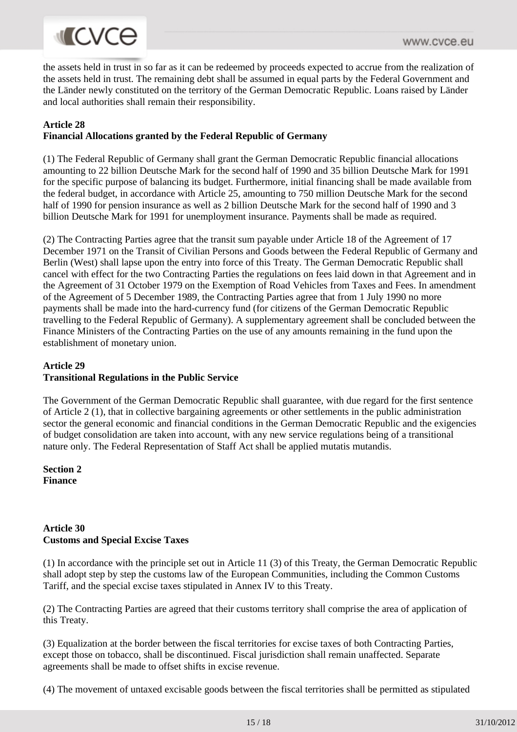the assets held in trust in so far as it can be redeemed by proceeds expected to accrue from the realization of the assets held in trust. The remaining debt shall be assumed in equal parts by the Federal Government and the Länder newly constituted on the territory of the German Democratic Republic. Loans raised by Länder and local authorities shall remain their responsibility.

**Article 28**
**Financial Allocations granted by the Federal Republic of Germany**

(1) The Federal Republic of Germany shall grant the German Democratic Republic financial allocations amounting to 22 billion Deutsche Mark for the second half of 1990 and 35 billion Deutsche Mark for 1991 for the specific purpose of balancing its budget. Furthermore, initial financing shall be made available from the federal budget, in accordance with Article 25, amounting to 750 million Deutsche Mark for the second half of 1990 for pension insurance as well as 2 billion Deutsche Mark for the second half of 1990 and 3 billion Deutsche Mark for 1991 for unemployment insurance. Payments shall be made as required.

(2) The Contracting Parties agree that the transit sum payable under Article 18 of the Agreement of 17 December 1971 on the Transit of Civilian Persons and Goods between the Federal Republic of Germany and Berlin (West) shall lapse upon the entry into force of this Treaty. The German Democratic Republic shall cancel with effect for the two Contracting Parties the regulations on fees laid down in that Agreement and in the Agreement of 31 October 1979 on the Exemption of Road Vehicles from Taxes and Fees. In amendment of the Agreement of 5 December 1989, the Contracting Parties agree that from 1 July 1990 no more payments shall be made into the hard-currency fund (for citizens of the German Democratic Republic travelling to the Federal Republic of Germany). A supplementary agreement shall be concluded between the Finance Ministers of the Contracting Parties on the use of any amounts remaining in the fund upon the establishment of monetary union.

**Article 29**
**Transitional Regulations in the Public Service**

The Government of the German Democratic Republic shall guarantee, with due regard for the first sentence of Article 2 (1), that in collective bargaining agreements or other settlements in the public administration sector the general economic and financial conditions in the German Democratic Republic and the exigencies of budget consolidation are taken into account, with any new service regulations being of a transitional nature only. The Federal Representation of Staff Act shall be applied mutatis mutandis.

**Section 2**
**Finance**

**Article 30**
**Customs and Special Excise Taxes**

(1) In accordance with the principle set out in Article 11 (3) of this Treaty, the German Democratic Republic shall adopt step by step the customs law of the European Communities, including the Common Customs Tariff, and the special excise taxes stipulated in Annex IV to this Treaty.

(2) The Contracting Parties are agreed that their customs territory shall comprise the area of application of this Treaty.

(3) Equalization at the border between the fiscal territories for excise taxes of both Contracting Parties, except those on tobacco, shall be discontinued. Fiscal jurisdiction shall remain unaffected. Separate agreements shall be made to offset shifts in excise revenue.

(4) The movement of untaxed excisable goods between the fiscal territories shall be permitted as stipulated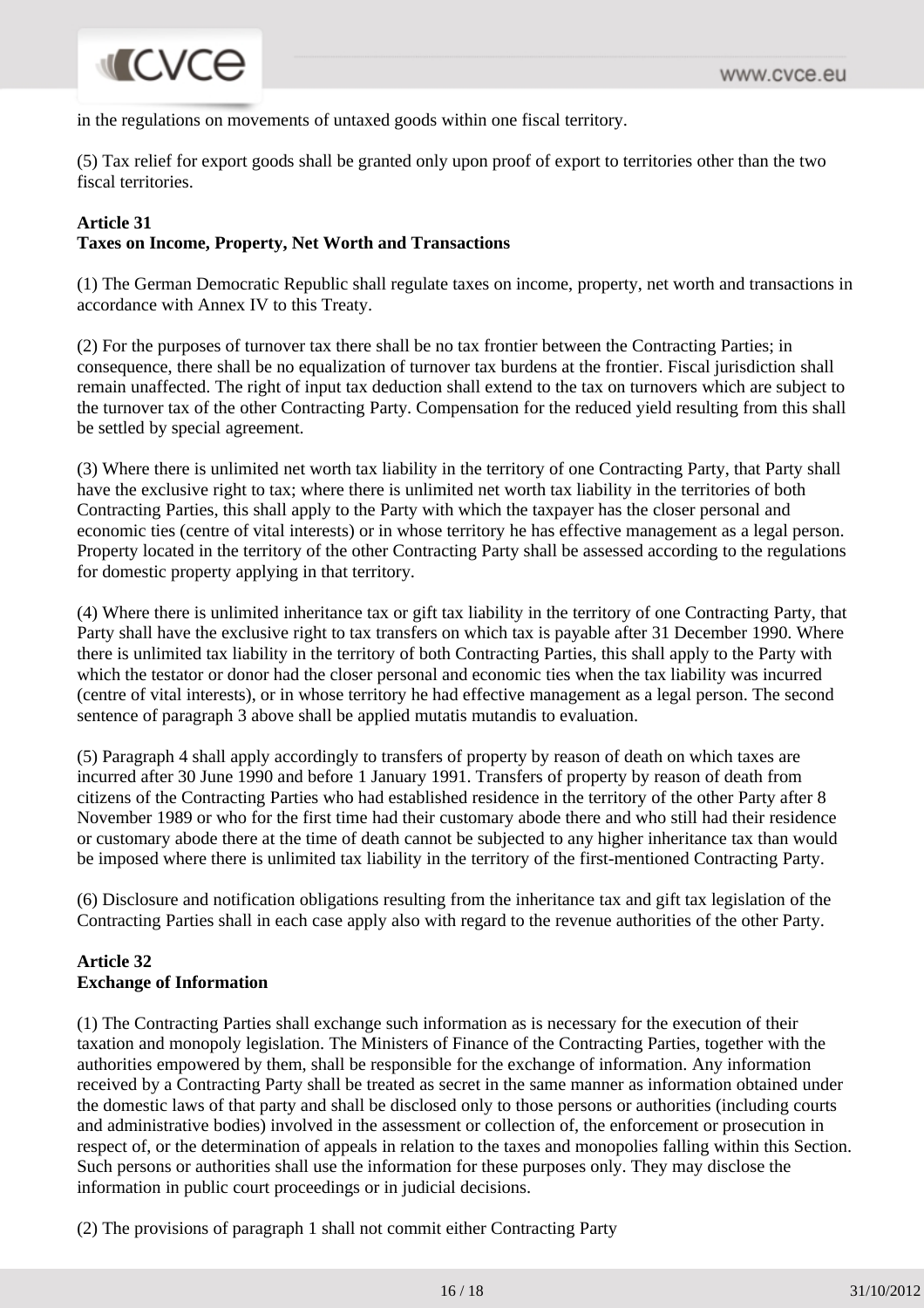in the regulations on movements of untaxed goods within one fiscal territory.

(5) Tax relief for export goods shall be granted only upon proof of export to territories other than the two fiscal territories.

**Article 31**
**Taxes on Income, Property, Net Worth and Transactions**

(1) The German Democratic Republic shall regulate taxes on income, property, net worth and transactions in accordance with Annex IV to this Treaty.

(2) For the purposes of turnover tax there shall be no tax frontier between the Contracting Parties; in consequence, there shall be no equalization of turnover tax burdens at the frontier. Fiscal jurisdiction shall remain unaffected. The right of input tax deduction shall extend to the tax on turnovers which are subject to the turnover tax of the other Contracting Party. Compensation for the reduced yield resulting from this shall be settled by special agreement.

(3) Where there is unlimited net worth tax liability in the territory of one Contracting Party, that Party shall have the exclusive right to tax; where there is unlimited net worth tax liability in the territories of both Contracting Parties, this shall apply to the Party with which the taxpayer has the closer personal and economic ties (centre of vital interests) or in whose territory he has effective management as a legal person. Property located in the territory of the other Contracting Party shall be assessed according to the regulations for domestic property applying in that territory.

(4) Where there is unlimited inheritance tax or gift tax liability in the territory of one Contracting Party, that Party shall have the exclusive right to tax transfers on which tax is payable after 31 December 1990. Where there is unlimited tax liability in the territory of both Contracting Parties, this shall apply to the Party with which the testator or donor had the closer personal and economic ties when the tax liability was incurred (centre of vital interests), or in whose territory he had effective management as a legal person. The second sentence of paragraph 3 above shall be applied mutatis mutandis to evaluation.

(5) Paragraph 4 shall apply accordingly to transfers of property by reason of death on which taxes are incurred after 30 June 1990 and before 1 January 1991. Transfers of property by reason of death from citizens of the Contracting Parties who had established residence in the territory of the other Party after 8 November 1989 or who for the first time had their customary abode there and who still had their residence or customary abode there at the time of death cannot be subjected to any higher inheritance tax than would be imposed where there is unlimited tax liability in the territory of the first-mentioned Contracting Party.

(6) Disclosure and notification obligations resulting from the inheritance tax and gift tax legislation of the Contracting Parties shall in each case apply also with regard to the revenue authorities of the other Party.

**Article 32**
**Exchange of Information**

(1) The Contracting Parties shall exchange such information as is necessary for the execution of their taxation and monopoly legislation. The Ministers of Finance of the Contracting Parties, together with the authorities empowered by them, shall be responsible for the exchange of information. Any information received by a Contracting Party shall be treated as secret in the same manner as information obtained under the domestic laws of that party and shall be disclosed only to those persons or authorities (including courts and administrative bodies) involved in the assessment or collection of, the enforcement or prosecution in respect of, or the determination of appeals in relation to the taxes and monopolies falling within this Section. Such persons or authorities shall use the information for these purposes only. They may disclose the information in public court proceedings or in judicial decisions.

(2) The provisions of paragraph 1 shall not commit either Contracting Party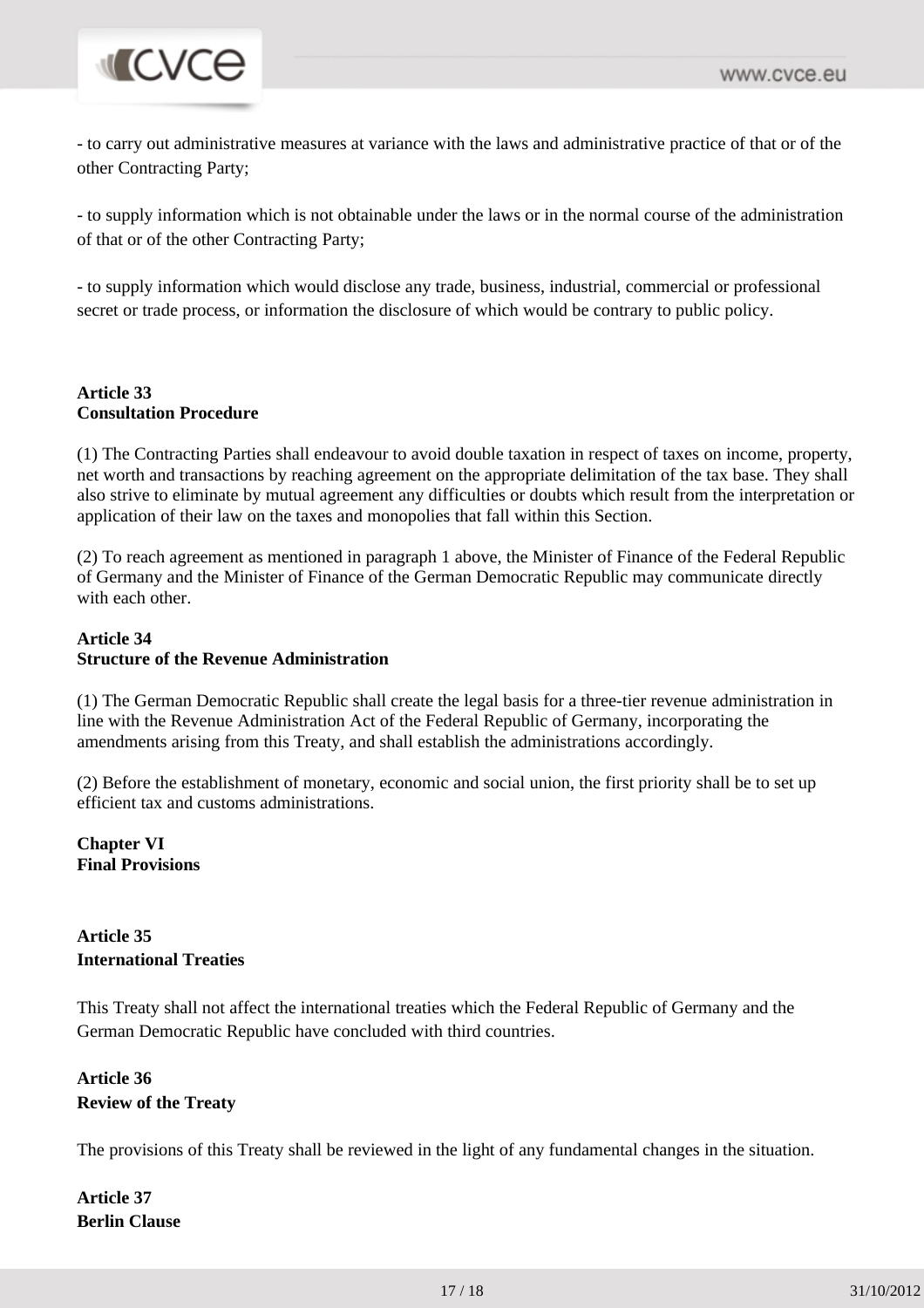- to carry out administrative measures at variance with the laws and administrative practice of that or of the other Contracting Party;

- to supply information which is not obtainable under the laws or in the normal course of the administration of that or of the other Contracting Party;

- to supply information which would disclose any trade, business, industrial, commercial or professional secret or trade process, or information the disclosure of which would be contrary to public policy.

**Article 33**
**Consultation Procedure**

(1) The Contracting Parties shall endeavour to avoid double taxation in respect of taxes on income, property, net worth and transactions by reaching agreement on the appropriate delimitation of the tax base. They shall also strive to eliminate by mutual agreement any difficulties or doubts which result from the interpretation or application of their law on the taxes and monopolies that fall within this Section.

(2) To reach agreement as mentioned in paragraph 1 above, the Minister of Finance of the Federal Republic of Germany and the Minister of Finance of the German Democratic Republic may communicate directly with each other.

**Article 34**
**Structure of the Revenue Administration**

(1) The German Democratic Republic shall create the legal basis for a three-tier revenue administration in line with the Revenue Administration Act of the Federal Republic of Germany, incorporating the amendments arising from this Treaty, and shall establish the administrations accordingly.

(2) Before the establishment of monetary, economic and social union, the first priority shall be to set up efficient tax and customs administrations.

**Chapter VI**
**Final Provisions**

**Article 35**
**International Treaties**

This Treaty shall not affect the international treaties which the Federal Republic of Germany and the German Democratic Republic have concluded with third countries.

**Article 36**
**Review of the Treaty**

The provisions of this Treaty shall be reviewed in the light of any fundamental changes in the situation.

**Article 37**
**Berlin Clause**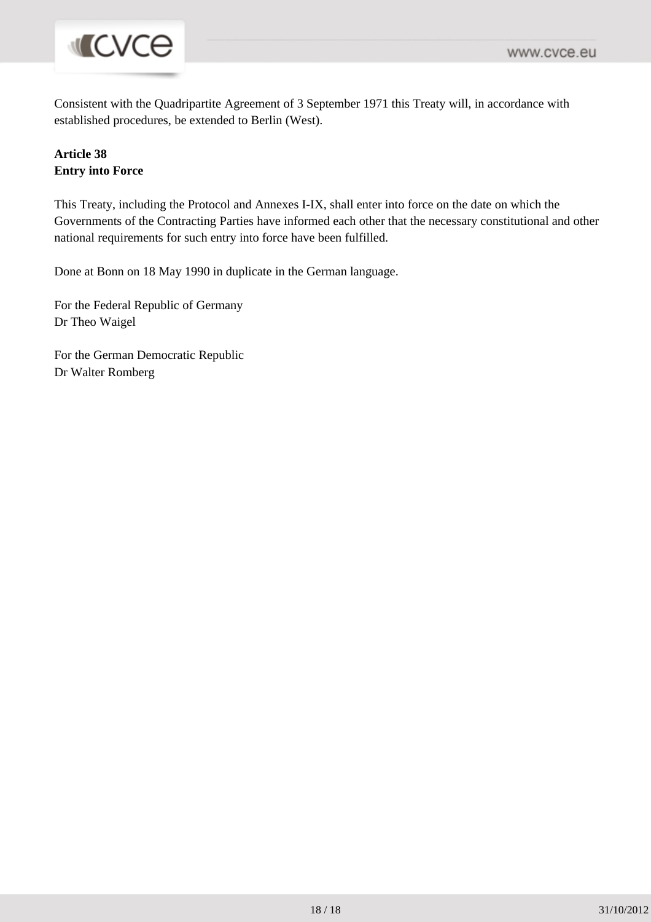Consistent with the Quadripartite Agreement of 3 September 1971 this Treaty will, in accordance with established procedures, be extended to Berlin (West).

**Article 38**
**Entry into Force**

This Treaty, including the Protocol and Annexes I-IX, shall enter into force on the date on which the Governments of the Contracting Parties have informed each other that the necessary constitutional and other national requirements for such entry into force have been fulfilled.

Done at Bonn on 18 May 1990 in duplicate in the German language.

For the Federal Republic of Germany
Dr Theo Waigel

For the German Democratic Republic
Dr Walter Romberg